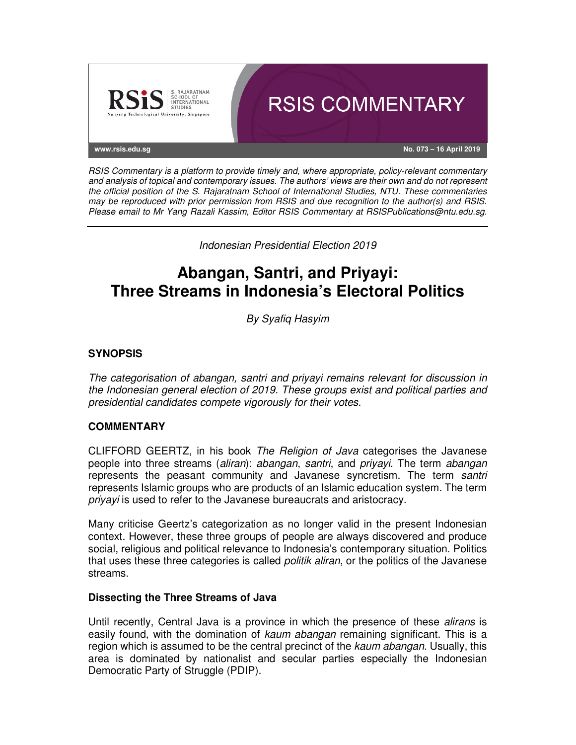**RSIS COMMENTARY**

www.rsis.edu.sg

No. 073 – 16 April 2019

*RSIS Commentary is a platform to provide timely and, where appropriate, policy-relevant commentary and analysis of topical and contemporary issues. The authors' views are their own and do not represent the official position of the S. Rajaratnam School of International Studies, NTU. These commentaries may be reproduced with prior permission from RSIS and due recognition to the author(s) and RSIS. Please email to Mr Yang Razali Kassim, Editor RSIS Commentary at RSISPublications@ntu.edu.sg.*

---

*Indonesian Presidential Election 2019*

# Abangan, Santri, and Priyayi: Three Streams in Indonesia's Electoral Politics

*By Syafiq Hasyim*

## SYNOPSIS

*The categorisation of abangan, santri and priyayi remains relevant for discussion in the Indonesian general election of 2019. These groups exist and political parties and presidential candidates compete vigorously for their votes.*

## COMMENTARY

CLIFFORD GEERTZ, in his book *The Religion of Java* categorises the Javanese people into three streams (*aliran*): *abangan*, *santri*, and *priyayi*. The term *abangan* represents the peasant community and Javanese syncretism. The term *santri* represents Islamic groups who are products of an Islamic education system. The term *priyayi* is used to refer to the Javanese bureaucrats and aristocracy.

Many criticise Geertz's categorization as no longer valid in the present Indonesian context. However, these three groups of people are always discovered and produce social, religious and political relevance to Indonesia's contemporary situation. Politics that uses these three categories is called *politik aliran*, or the politics of the Javanese streams.

### Dissecting the Three Streams of Java

Until recently, Central Java is a province in which the presence of these *alirans* is easily found, with the domination of *kaum abangan* remaining significant. This is a region which is assumed to be the central precinct of the *kaum abangan*. Usually, this area is dominated by nationalist and secular parties especially the Indonesian Democratic Party of Struggle (PDIP).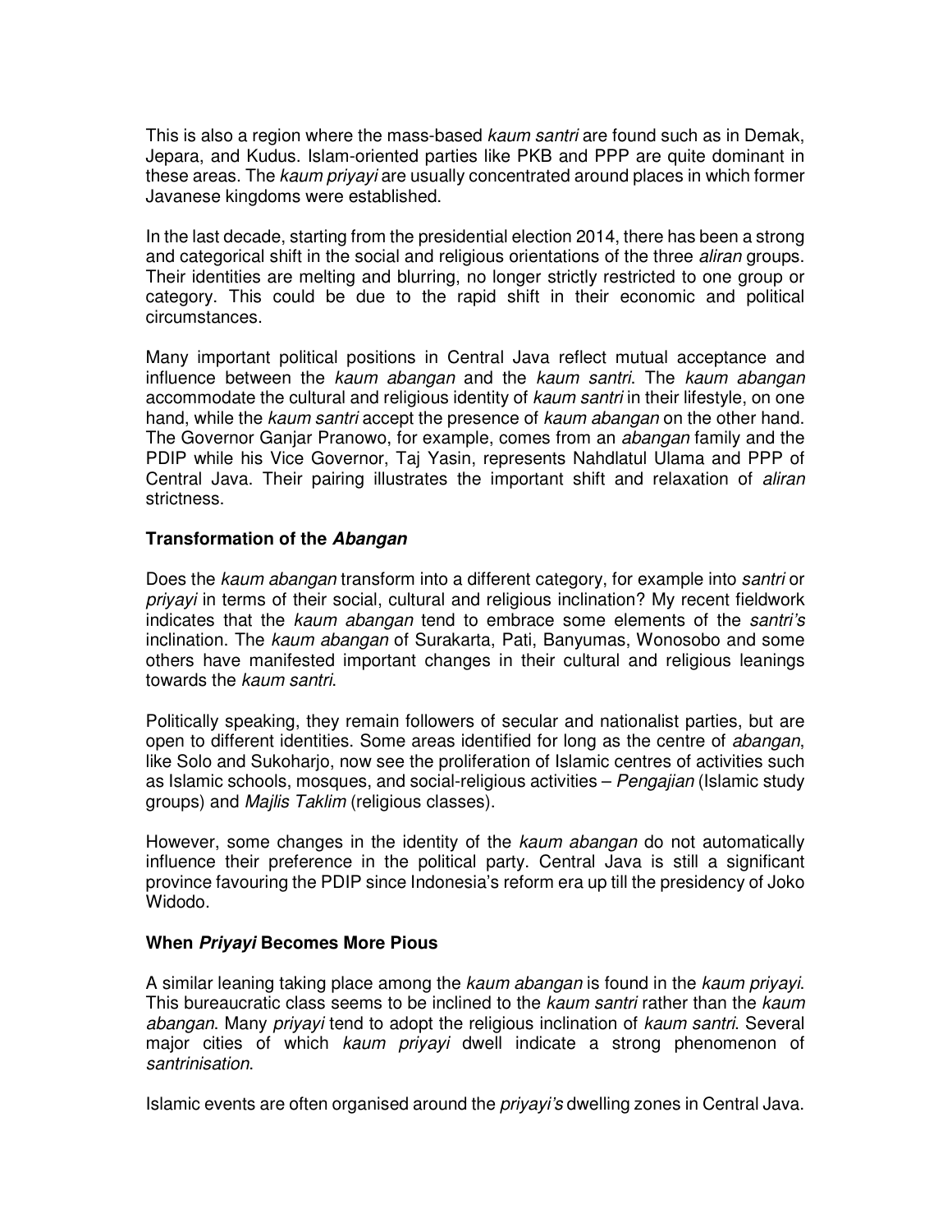This is also a region where the mass-based *kaum santri* are found such as in Demak, Jepara, and Kudus. Islam-oriented parties like PKB and PPP are quite dominant in these areas. The *kaum priyayi* are usually concentrated around places in which former Javanese kingdoms were established.

In the last decade, starting from the presidential election 2014, there has been a strong and categorical shift in the social and religious orientations of the three *aliran* groups. Their identities are melting and blurring, no longer strictly restricted to one group or category. This could be due to the rapid shift in their economic and political circumstances.

Many important political positions in Central Java reflect mutual acceptance and influence between the *kaum abangan* and the *kaum santri*. The *kaum abangan* accommodate the cultural and religious identity of *kaum santri* in their lifestyle, on one hand, while the *kaum santri* accept the presence of *kaum abangan* on the other hand. The Governor Ganjar Pranowo, for example, comes from an *abangan* family and the PDIP while his Vice Governor, Taj Yasin, represents Nahdlatul Ulama and PPP of Central Java. Their pairing illustrates the important shift and relaxation of *aliran* strictness.

## Transformation of the *Abangan*

Does the *kaum abangan* transform into a different category, for example into *santri* or *priyayi* in terms of their social, cultural and religious inclination? My recent fieldwork indicates that the *kaum abangan* tend to embrace some elements of the *santri's* inclination. The *kaum abangan* of Surakarta, Pati, Banyumas, Wonosobo and some others have manifested important changes in their cultural and religious leanings towards the *kaum santri*.

Politically speaking, they remain followers of secular and nationalist parties, but are open to different identities. Some areas identified for long as the centre of *abangan*, like Solo and Sukoharjo, now see the proliferation of Islamic centres of activities such as Islamic schools, mosques, and social-religious activities – *Pengajian* (Islamic study groups) and *Majlis Taklim* (religious classes).

However, some changes in the identity of the *kaum abangan* do not automatically influence their preference in the political party. Central Java is still a significant province favouring the PDIP since Indonesia's reform era up till the presidency of Joko Widodo.

## When *Priyayi* Becomes More Pious

A similar leaning taking place among the *kaum abangan* is found in the *kaum priyayi*. This bureaucratic class seems to be inclined to the *kaum santri* rather than the *kaum abangan*. Many *priyayi* tend to adopt the religious inclination of *kaum santri*. Several major cities of which *kaum priyayi* dwell indicate a strong phenomenon of *santrinisation*.

Islamic events are often organised around the *priyayi's* dwelling zones in Central Java.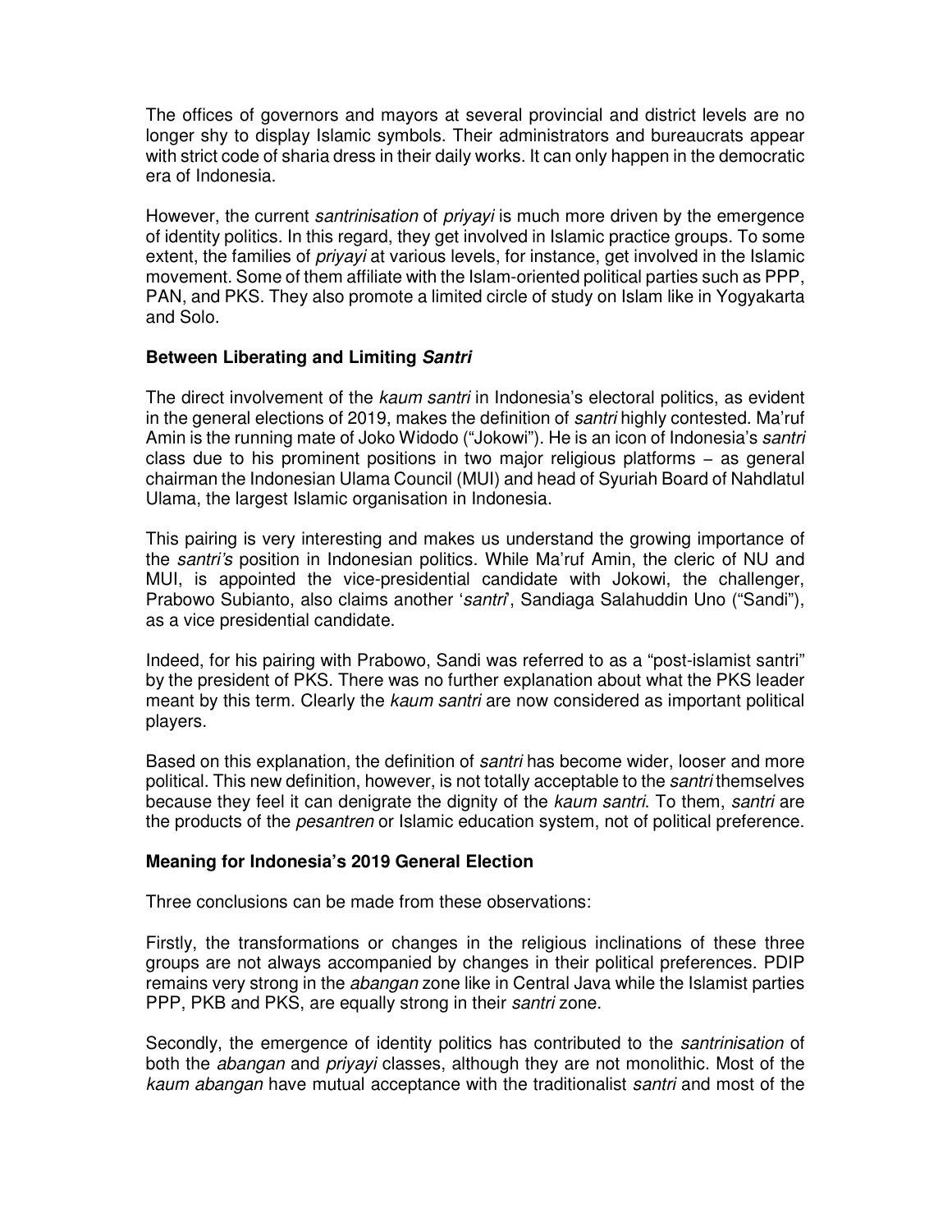The offices of governors and mayors at several provincial and district levels are no longer shy to display Islamic symbols. Their administrators and bureaucrats appear with strict code of sharia dress in their daily works. It can only happen in the democratic era of Indonesia.

However, the current *santrinisation* of *priyayi* is much more driven by the emergence of identity politics. In this regard, they get involved in Islamic practice groups. To some extent, the families of *priyayi* at various levels, for instance, get involved in the Islamic movement. Some of them affiliate with the Islam-oriented political parties such as PPP, PAN, and PKS. They also promote a limited circle of study on Islam like in Yogyakarta and Solo.

### Between Liberating and Limiting *Santri*

The direct involvement of the *kaum santri* in Indonesia's electoral politics, as evident in the general elections of 2019, makes the definition of *santri* highly contested. Ma'ruf Amin is the running mate of Joko Widodo ("Jokowi"). He is an icon of Indonesia's *santri* class due to his prominent positions in two major religious platforms – as general chairman the Indonesian Ulama Council (MUI) and head of Syuriah Board of Nahdlatul Ulama, the largest Islamic organisation in Indonesia.

This pairing is very interesting and makes us understand the growing importance of the *santri's* position in Indonesian politics. While Ma'ruf Amin, the cleric of NU and MUI, is appointed the vice-presidential candidate with Jokowi, the challenger, Prabowo Subianto, also claims another '*santri*', Sandiaga Salahuddin Uno ("Sandi"), as a vice presidential candidate.

Indeed, for his pairing with Prabowo, Sandi was referred to as a "post-islamist santri" by the president of PKS. There was no further explanation about what the PKS leader meant by this term. Clearly the *kaum santri* are now considered as important political players.

Based on this explanation, the definition of *santri* has become wider, looser and more political. This new definition, however, is not totally acceptable to the *santri* themselves because they feel it can denigrate the dignity of the *kaum santri*. To them, *santri* are the products of the *pesantren* or Islamic education system, not of political preference.

### Meaning for Indonesia's 2019 General Election

Three conclusions can be made from these observations:

Firstly, the transformations or changes in the religious inclinations of these three groups are not always accompanied by changes in their political preferences. PDIP remains very strong in the *abangan* zone like in Central Java while the Islamist parties PPP, PKB and PKS, are equally strong in their *santri* zone.

Secondly, the emergence of identity politics has contributed to the *santrinisation* of both the *abangan* and *priyayi* classes, although they are not monolithic. Most of the *kaum abangan* have mutual acceptance with the traditionalist *santri* and most of the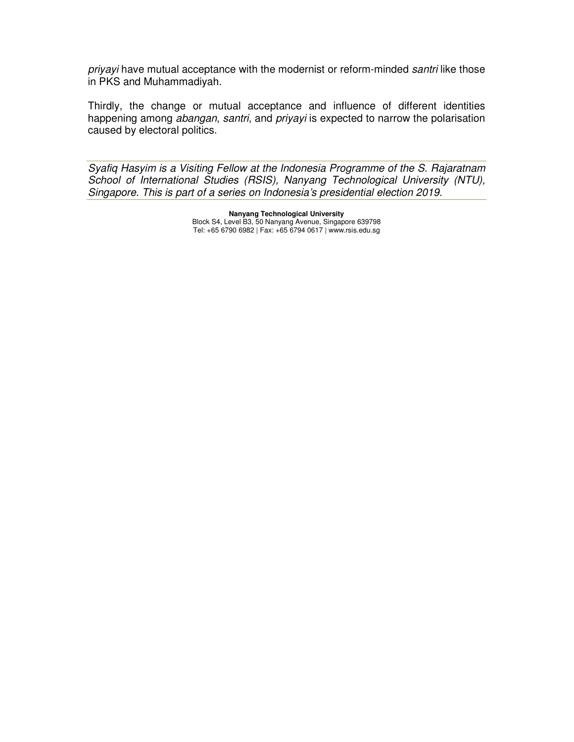*priyayi* have mutual acceptance with the modernist or reform-minded *santri* like those in PKS and Muhammadiyah.

Thirdly, the change or mutual acceptance and influence of different identities happening among *abangan*, *santri*, and *priyayi* is expected to narrow the polarisation caused by electoral politics.

---

*Syafiq Hasyim is a Visiting Fellow at the Indonesia Programme of the S. Rajaratnam School of International Studies (RSIS), Nanyang Technological University (NTU), Singapore. This is part of a series on Indonesia's presidential election 2019.*

---

**Nanyang Technological University**
Block S4, Level B3, 50 Nanyang Avenue, Singapore 639798
Tel: +65 6790 6982 | Fax: +65 6794 0617 | www.rsis.edu.sg